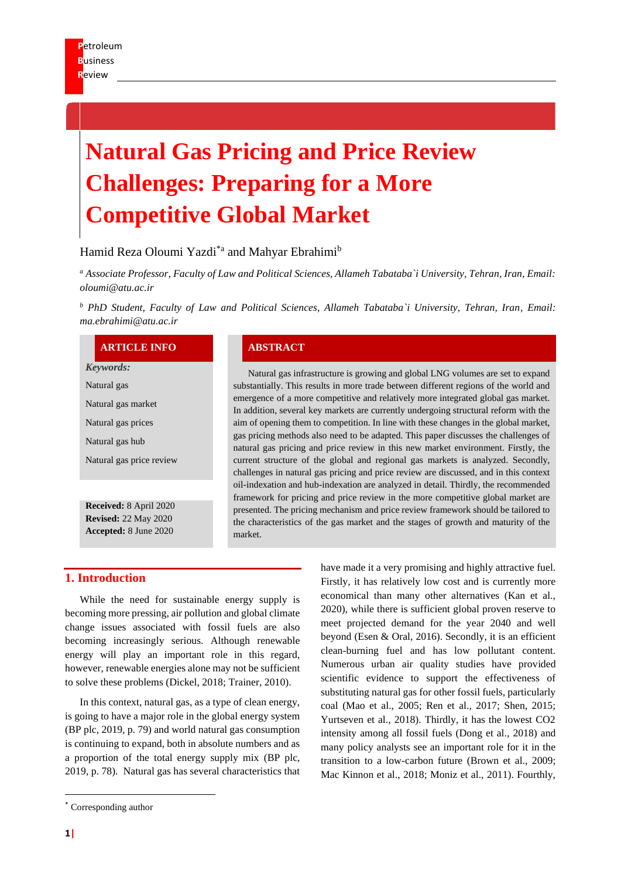# Natural Gas Pricing and Price Review Challenges: Preparing for a More Competitive Global Market

Hamid Reza Oloumi Yazdi[*a] and Mahyar Ebrahimi[b]

[a] *Associate Professor, Faculty of Law and Political Sciences, Allameh Tabataba`i University, Tehran, Iran, Email: oloumi@atu.ac.ir*

[b] *PhD Student, Faculty of Law and Political Sciences, Allameh Tabataba`i University, Tehran, Iran, Email: ma.ebrahimi@atu.ac.ir*

**ARTICLE INFO**

***Keywords:***

Natural gas

Natural gas market

Natural gas prices

Natural gas hub

Natural gas price review

**Received:** 8 April 2020
**Revised:** 22 May 2020
**Accepted:** 8 June 2020

**ABSTRACT**

Natural gas infrastructure is growing and global LNG volumes are set to expand substantially. This results in more trade between different regions of the world and emergence of a more competitive and relatively more integrated global gas market. In addition, several key markets are currently undergoing structural reform with the aim of opening them to competition. In line with these changes in the global market, gas pricing methods also need to be adapted. This paper discusses the challenges of natural gas pricing and price review in this new market environment. Firstly, the current structure of the global and regional gas markets is analyzed. Secondly, challenges in natural gas pricing and price review are discussed, and in this context oil-indexation and hub-indexation are analyzed in detail. Thirdly, the recommended framework for pricing and price review in the more competitive global market are presented. The pricing mechanism and price review framework should be tailored to the characteristics of the gas market and the stages of growth and maturity of the market.

## 1. Introduction

While the need for sustainable energy supply is becoming more pressing, air pollution and global climate change issues associated with fossil fuels are also becoming increasingly serious. Although renewable energy will play an important role in this regard, however, renewable energies alone may not be sufficient to solve these problems (Dickel, 2018; Trainer, 2010).

In this context, natural gas, as a type of clean energy, is going to have a major role in the global energy system (BP plc, 2019, p. 79) and world natural gas consumption is continuing to expand, both in absolute numbers and as a proportion of the total energy supply mix (BP plc, 2019, p. 78). Natural gas has several characteristics that have made it a very promising and highly attractive fuel. Firstly, it has relatively low cost and is currently more economical than many other alternatives (Kan et al., 2020), while there is sufficient global proven reserve to meet projected demand for the year 2040 and well beyond (Esen & Oral, 2016). Secondly, it is an efficient clean-burning fuel and has low pollutant content. Numerous urban air quality studies have provided scientific evidence to support the effectiveness of substituting natural gas for other fossil fuels, particularly coal (Mao et al., 2005; Ren et al., 2017; Shen, 2015; Yurtseven et al., 2018). Thirdly, it has the lowest $CO_2$ intensity among all fossil fuels (Dong et al., 2018) and many policy analysts see an important role for it in the transition to a low-carbon future (Brown et al., 2009; Mac Kinnon et al., 2018; Moniz et al., 2011). Fourthly,

[*] Corresponding author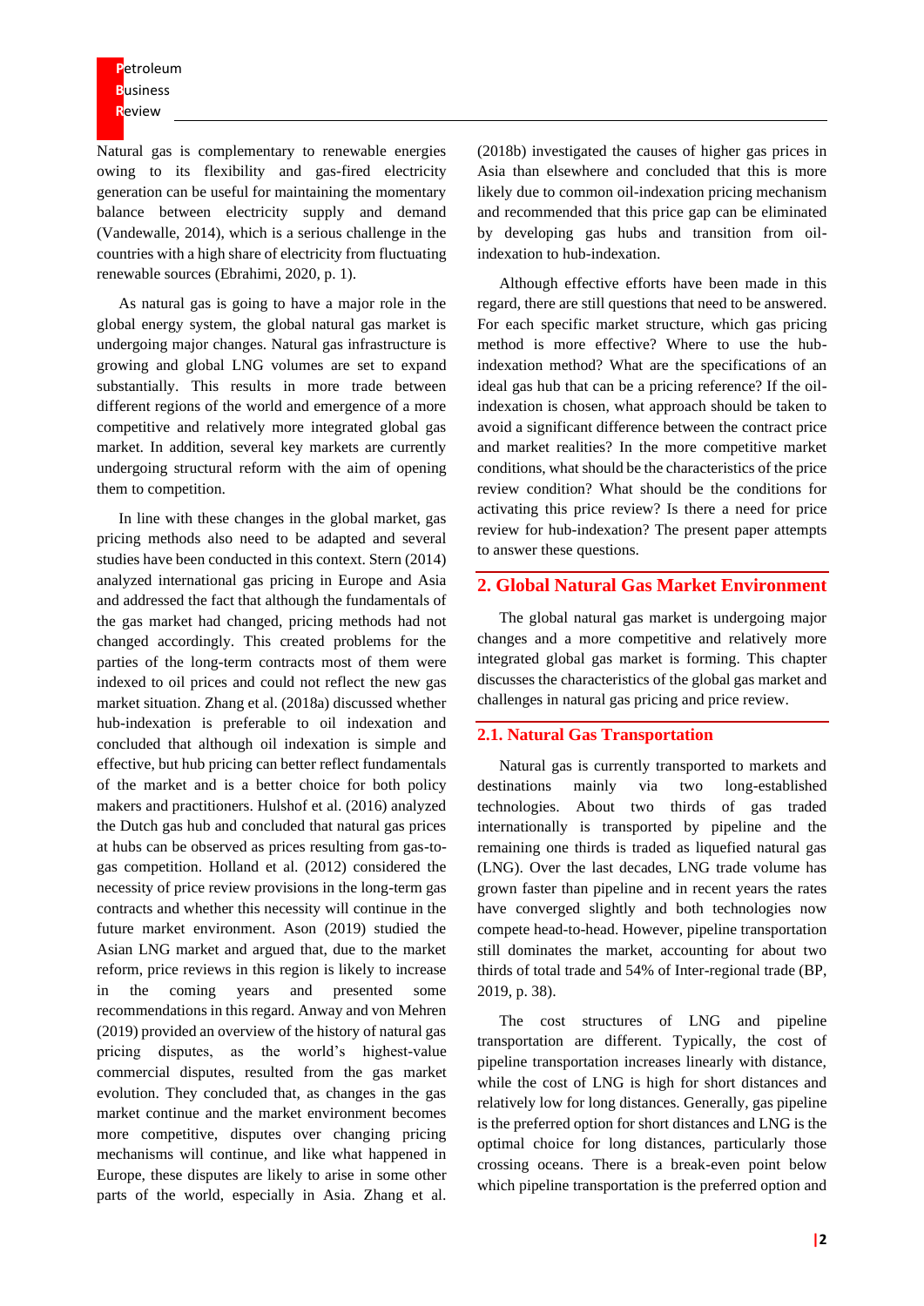Natural gas is complementary to renewable energies owing to its flexibility and gas-fired electricity generation can be useful for maintaining the momentary balance between electricity supply and demand (Vandewalle, 2014), which is a serious challenge in the countries with a high share of electricity from fluctuating renewable sources (Ebrahimi, 2020, p. 1).

As natural gas is going to have a major role in the global energy system, the global natural gas market is undergoing major changes. Natural gas infrastructure is growing and global LNG volumes are set to expand substantially. This results in more trade between different regions of the world and emergence of a more competitive and relatively more integrated global gas market. In addition, several key markets are currently undergoing structural reform with the aim of opening them to competition.

In line with these changes in the global market, gas pricing methods also need to be adapted and several studies have been conducted in this context. Stern (2014) analyzed international gas pricing in Europe and Asia and addressed the fact that although the fundamentals of the gas market had changed, pricing methods had not changed accordingly. This created problems for the parties of the long-term contracts most of them were indexed to oil prices and could not reflect the new gas market situation. Zhang et al. (2018a) discussed whether hub-indexation is preferable to oil indexation and concluded that although oil indexation is simple and effective, but hub pricing can better reflect fundamentals of the market and is a better choice for both policy makers and practitioners. Hulshof et al. (2016) analyzed the Dutch gas hub and concluded that natural gas prices at hubs can be observed as prices resulting from gas-to-gas competition. Holland et al. (2012) considered the necessity of price review provisions in the long-term gas contracts and whether this necessity will continue in the future market environment. Ason (2019) studied the Asian LNG market and argued that, due to the market reform, price reviews in this region is likely to increase in the coming years and presented some recommendations in this regard. Anway and von Mehren (2019) provided an overview of the history of natural gas pricing disputes, as the world's highest-value commercial disputes, resulted from the gas market evolution. They concluded that, as changes in the gas market continue and the market environment becomes more competitive, disputes over changing pricing mechanisms will continue, and like what happened in Europe, these disputes are likely to arise in some other parts of the world, especially in Asia. Zhang et al. (2018b) investigated the causes of higher gas prices in Asia than elsewhere and concluded that this is more likely due to common oil-indexation pricing mechanism and recommended that this price gap can be eliminated by developing gas hubs and transition from oil-indexation to hub-indexation.

Although effective efforts have been made in this regard, there are still questions that need to be answered. For each specific market structure, which gas pricing method is more effective? Where to use the hub-indexation method? What are the specifications of an ideal gas hub that can be a pricing reference? If the oil-indexation is chosen, what approach should be taken to avoid a significant difference between the contract price and market realities? In the more competitive market conditions, what should be the characteristics of the price review condition? What should be the conditions for activating this price review? Is there a need for price review for hub-indexation? The present paper attempts to answer these questions.

## 2. Global Natural Gas Market Environment

The global natural gas market is undergoing major changes and a more competitive and relatively more integrated global gas market is forming. This chapter discusses the characteristics of the global gas market and challenges in natural gas pricing and price review.

### 2.1. Natural Gas Transportation

Natural gas is currently transported to markets and destinations mainly via two long-established technologies. About two thirds of gas traded internationally is transported by pipeline and the remaining one thirds is traded as liquefied natural gas (LNG). Over the last decades, LNG trade volume has grown faster than pipeline and in recent years the rates have converged slightly and both technologies now compete head-to-head. However, pipeline transportation still dominates the market, accounting for about two thirds of total trade and 54% of Inter-regional trade (BP, 2019, p. 38).

The cost structures of LNG and pipeline transportation are different. Typically, the cost of pipeline transportation increases linearly with distance, while the cost of LNG is high for short distances and relatively low for long distances. Generally, gas pipeline is the preferred option for short distances and LNG is the optimal choice for long distances, particularly those crossing oceans. There is a break-even point below which pipeline transportation is the preferred option and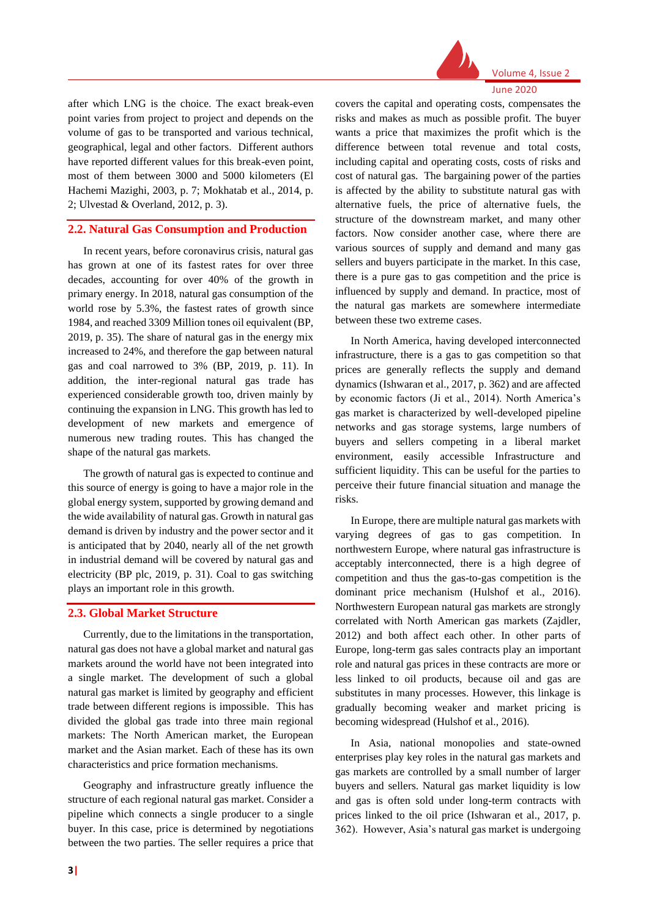after which LNG is the choice. The exact break-even point varies from project to project and depends on the volume of gas to be transported and various technical, geographical, legal and other factors. Different authors have reported different values for this break-even point, most of them between 3000 and 5000 kilometers (El Hachemi Mazighi, 2003, p. 7; Mokhatab et al., 2014, p. 2; Ulvestad & Overland, 2012, p. 3).

## 2.2. Natural Gas Consumption and Production

In recent years, before coronavirus crisis, natural gas has grown at one of its fastest rates for over three decades, accounting for over 40% of the growth in primary energy. In 2018, natural gas consumption of the world rose by 5.3%, the fastest rates of growth since 1984, and reached 3309 Million tones oil equivalent (BP, 2019, p. 35). The share of natural gas in the energy mix increased to 24%, and therefore the gap between natural gas and coal narrowed to 3% (BP, 2019, p. 11). In addition, the inter-regional natural gas trade has experienced considerable growth too, driven mainly by continuing the expansion in LNG. This growth has led to development of new markets and emergence of numerous new trading routes. This has changed the shape of the natural gas markets.

The growth of natural gas is expected to continue and this source of energy is going to have a major role in the global energy system, supported by growing demand and the wide availability of natural gas. Growth in natural gas demand is driven by industry and the power sector and it is anticipated that by 2040, nearly all of the net growth in industrial demand will be covered by natural gas and electricity (BP plc, 2019, p. 31). Coal to gas switching plays an important role in this growth.

## 2.3. Global Market Structure

Currently, due to the limitations in the transportation, natural gas does not have a global market and natural gas markets around the world have not been integrated into a single market. The development of such a global natural gas market is limited by geography and efficient trade between different regions is impossible. This has divided the global gas trade into three main regional markets: The North American market, the European market and the Asian market. Each of these has its own characteristics and price formation mechanisms.

Geography and infrastructure greatly influence the structure of each regional natural gas market. Consider a pipeline which connects a single producer to a single buyer. In this case, price is determined by negotiations between the two parties. The seller requires a price that covers the capital and operating costs, compensates the risks and makes as much as possible profit. The buyer wants a price that maximizes the profit which is the difference between total revenue and total costs, including capital and operating costs, costs of risks and cost of natural gas. The bargaining power of the parties is affected by the ability to substitute natural gas with alternative fuels, the price of alternative fuels, the structure of the downstream market, and many other factors. Now consider another case, where there are various sources of supply and demand and many gas sellers and buyers participate in the market. In this case, there is a pure gas to gas competition and the price is influenced by supply and demand. In practice, most of the natural gas markets are somewhere intermediate between these two extreme cases.

In North America, having developed interconnected infrastructure, there is a gas to gas competition so that prices are generally reflects the supply and demand dynamics (Ishwaran et al., 2017, p. 362) and are affected by economic factors (Ji et al., 2014). North America's gas market is characterized by well-developed pipeline networks and gas storage systems, large numbers of buyers and sellers competing in a liberal market environment, easily accessible Infrastructure and sufficient liquidity. This can be useful for the parties to perceive their future financial situation and manage the risks.

In Europe, there are multiple natural gas markets with varying degrees of gas to gas competition. In northwestern Europe, where natural gas infrastructure is acceptably interconnected, there is a high degree of competition and thus the gas-to-gas competition is the dominant price mechanism (Hulshof et al., 2016). Northwestern European natural gas markets are strongly correlated with North American gas markets (Zajdler, 2012) and both affect each other. In other parts of Europe, long-term gas sales contracts play an important role and natural gas prices in these contracts are more or less linked to oil products, because oil and gas are substitutes in many processes. However, this linkage is gradually becoming weaker and market pricing is becoming widespread (Hulshof et al., 2016).

In Asia, national monopolies and state-owned enterprises play key roles in the natural gas markets and gas markets are controlled by a small number of larger buyers and sellers. Natural gas market liquidity is low and gas is often sold under long-term contracts with prices linked to the oil price (Ishwaran et al., 2017, p. 362). However, Asia's natural gas market is undergoing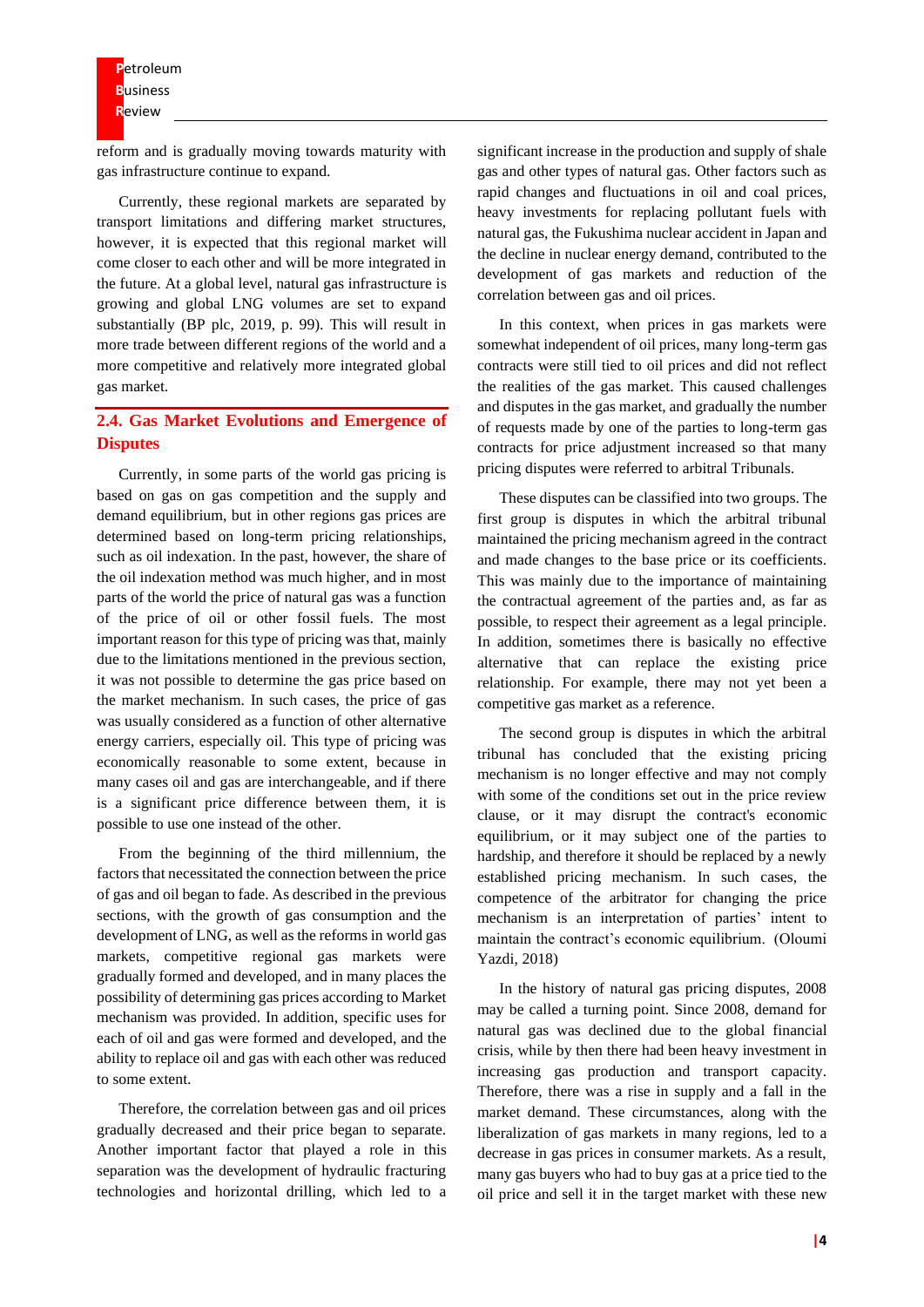reform and is gradually moving towards maturity with gas infrastructure continue to expand.

Currently, these regional markets are separated by transport limitations and differing market structures, however, it is expected that this regional market will come closer to each other and will be more integrated in the future. At a global level, natural gas infrastructure is growing and global LNG volumes are set to expand substantially (BP plc, 2019, p. 99). This will result in more trade between different regions of the world and a more competitive and relatively more integrated global gas market.

## 2.4. Gas Market Evolutions and Emergence of Disputes

Currently, in some parts of the world gas pricing is based on gas on gas competition and the supply and demand equilibrium, but in other regions gas prices are determined based on long-term pricing relationships, such as oil indexation. In the past, however, the share of the oil indexation method was much higher, and in most parts of the world the price of natural gas was a function of the price of oil or other fossil fuels. The most important reason for this type of pricing was that, mainly due to the limitations mentioned in the previous section, it was not possible to determine the gas price based on the market mechanism. In such cases, the price of gas was usually considered as a function of other alternative energy carriers, especially oil. This type of pricing was economically reasonable to some extent, because in many cases oil and gas are interchangeable, and if there is a significant price difference between them, it is possible to use one instead of the other.

From the beginning of the third millennium, the factors that necessitated the connection between the price of gas and oil began to fade. As described in the previous sections, with the growth of gas consumption and the development of LNG, as well as the reforms in world gas markets, competitive regional gas markets were gradually formed and developed, and in many places the possibility of determining gas prices according to Market mechanism was provided. In addition, specific uses for each of oil and gas were formed and developed, and the ability to replace oil and gas with each other was reduced to some extent.

Therefore, the correlation between gas and oil prices gradually decreased and their price began to separate. Another important factor that played a role in this separation was the development of hydraulic fracturing technologies and horizontal drilling, which led to a significant increase in the production and supply of shale gas and other types of natural gas. Other factors such as rapid changes and fluctuations in oil and coal prices, heavy investments for replacing pollutant fuels with natural gas, the Fukushima nuclear accident in Japan and the decline in nuclear energy demand, contributed to the development of gas markets and reduction of the correlation between gas and oil prices.

In this context, when prices in gas markets were somewhat independent of oil prices, many long-term gas contracts were still tied to oil prices and did not reflect the realities of the gas market. This caused challenges and disputes in the gas market, and gradually the number of requests made by one of the parties to long-term gas contracts for price adjustment increased so that many pricing disputes were referred to arbitral Tribunals.

These disputes can be classified into two groups. The first group is disputes in which the arbitral tribunal maintained the pricing mechanism agreed in the contract and made changes to the base price or its coefficients. This was mainly due to the importance of maintaining the contractual agreement of the parties and, as far as possible, to respect their agreement as a legal principle. In addition, sometimes there is basically no effective alternative that can replace the existing price relationship. For example, there may not yet been a competitive gas market as a reference.

The second group is disputes in which the arbitral tribunal has concluded that the existing pricing mechanism is no longer effective and may not comply with some of the conditions set out in the price review clause, or it may disrupt the contract's economic equilibrium, or it may subject one of the parties to hardship, and therefore it should be replaced by a newly established pricing mechanism. In such cases, the competence of the arbitrator for changing the price mechanism is an interpretation of parties' intent to maintain the contract's economic equilibrium. (Oloumi Yazdi, 2018)

In the history of natural gas pricing disputes, 2008 may be called a turning point. Since 2008, demand for natural gas was declined due to the global financial crisis, while by then there had been heavy investment in increasing gas production and transport capacity. Therefore, there was a rise in supply and a fall in the market demand. These circumstances, along with the liberalization of gas markets in many regions, led to a decrease in gas prices in consumer markets. As a result, many gas buyers who had to buy gas at a price tied to the oil price and sell it in the target market with these new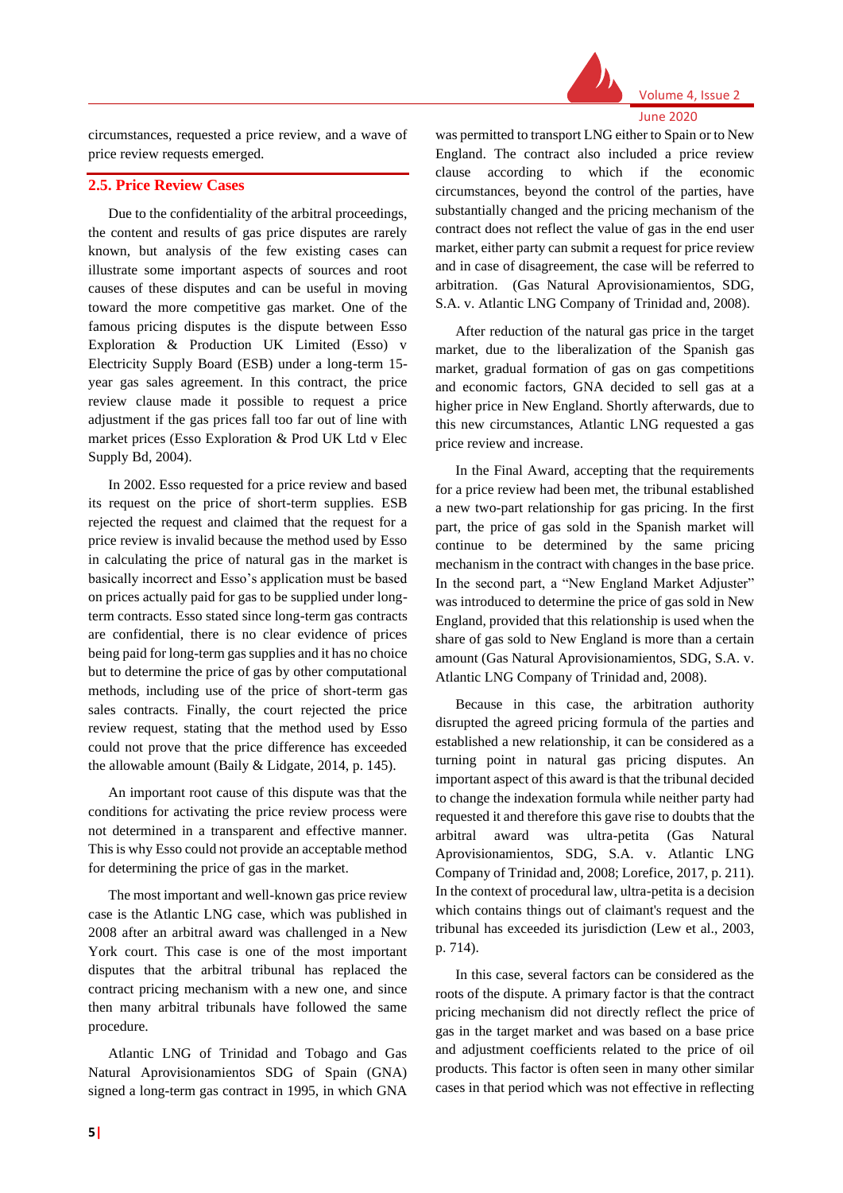circumstances, requested a price review, and a wave of price review requests emerged.

## 2.5. Price Review Cases

Due to the confidentiality of the arbitral proceedings, the content and results of gas price disputes are rarely known, but analysis of the few existing cases can illustrate some important aspects of sources and root causes of these disputes and can be useful in moving toward the more competitive gas market. One of the famous pricing disputes is the dispute between Esso Exploration & Production UK Limited (Esso) v Electricity Supply Board (ESB) under a long-term 15-year gas sales agreement. In this contract, the price review clause made it possible to request a price adjustment if the gas prices fall too far out of line with market prices (Esso Exploration & Prod UK Ltd v Elec Supply Bd, 2004).

In 2002. Esso requested for a price review and based its request on the price of short-term supplies. ESB rejected the request and claimed that the request for a price review is invalid because the method used by Esso in calculating the price of natural gas in the market is basically incorrect and Esso's application must be based on prices actually paid for gas to be supplied under long-term contracts. Esso stated since long-term gas contracts are confidential, there is no clear evidence of prices being paid for long-term gas supplies and it has no choice but to determine the price of gas by other computational methods, including use of the price of short-term gas sales contracts. Finally, the court rejected the price review request, stating that the method used by Esso could not prove that the price difference has exceeded the allowable amount (Baily & Lidgate, 2014, p. 145).

An important root cause of this dispute was that the conditions for activating the price review process were not determined in a transparent and effective manner. This is why Esso could not provide an acceptable method for determining the price of gas in the market.

The most important and well-known gas price review case is the Atlantic LNG case, which was published in 2008 after an arbitral award was challenged in a New York court. This case is one of the most important disputes that the arbitral tribunal has replaced the contract pricing mechanism with a new one, and since then many arbitral tribunals have followed the same procedure.

Atlantic LNG of Trinidad and Tobago and Gas Natural Aprovisionamientos SDG of Spain (GNA) signed a long-term gas contract in 1995, in which GNA was permitted to transport LNG either to Spain or to New England. The contract also included a price review clause according to which if the economic circumstances, beyond the control of the parties, have substantially changed and the pricing mechanism of the contract does not reflect the value of gas in the end user market, either party can submit a request for price review and in case of disagreement, the case will be referred to arbitration. (Gas Natural Aprovisionamientos, SDG, S.A. v. Atlantic LNG Company of Trinidad and, 2008).

After reduction of the natural gas price in the target market, due to the liberalization of the Spanish gas market, gradual formation of gas on gas competitions and economic factors, GNA decided to sell gas at a higher price in New England. Shortly afterwards, due to this new circumstances, Atlantic LNG requested a gas price review and increase.

In the Final Award, accepting that the requirements for a price review had been met, the tribunal established a new two-part relationship for gas pricing. In the first part, the price of gas sold in the Spanish market will continue to be determined by the same pricing mechanism in the contract with changes in the base price. In the second part, a "New England Market Adjuster" was introduced to determine the price of gas sold in New England, provided that this relationship is used when the share of gas sold to New England is more than a certain amount (Gas Natural Aprovisionamientos, SDG, S.A. v. Atlantic LNG Company of Trinidad and, 2008).

Because in this case, the arbitration authority disrupted the agreed pricing formula of the parties and established a new relationship, it can be considered as a turning point in natural gas pricing disputes. An important aspect of this award is that the tribunal decided to change the indexation formula while neither party had requested it and therefore this gave rise to doubts that the arbitral award was ultra-petita (Gas Natural Aprovisionamientos, SDG, S.A. v. Atlantic LNG Company of Trinidad and, 2008; Lorefice, 2017, p. 211). In the context of procedural law, ultra-petita is a decision which contains things out of claimant's request and the tribunal has exceeded its jurisdiction (Lew et al., 2003, p. 714).

In this case, several factors can be considered as the roots of the dispute. A primary factor is that the contract pricing mechanism did not directly reflect the price of gas in the target market and was based on a base price and adjustment coefficients related to the price of oil products. This factor is often seen in many other similar cases in that period which was not effective in reflecting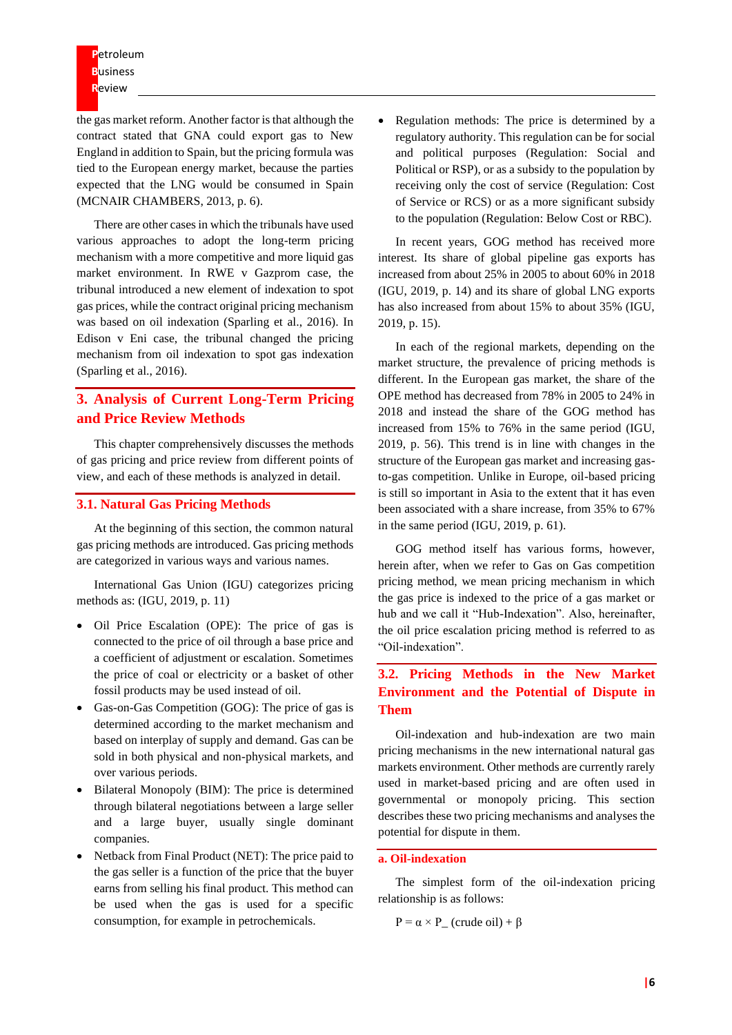the gas market reform. Another factor is that although the contract stated that GNA could export gas to New England in addition to Spain, but the pricing formula was tied to the European energy market, because the parties expected that the LNG would be consumed in Spain (MCNAIR CHAMBERS, 2013, p. 6).

There are other cases in which the tribunals have used various approaches to adopt the long-term pricing mechanism with a more competitive and more liquid gas market environment. In RWE v Gazprom case, the tribunal introduced a new element of indexation to spot gas prices, while the contract original pricing mechanism was based on oil indexation (Sparling et al., 2016). In Edison v Eni case, the tribunal changed the pricing mechanism from oil indexation to spot gas indexation (Sparling et al., 2016).

## 3. Analysis of Current Long-Term Pricing and Price Review Methods

This chapter comprehensively discusses the methods of gas pricing and price review from different points of view, and each of these methods is analyzed in detail.

### 3.1. Natural Gas Pricing Methods

At the beginning of this section, the common natural gas pricing methods are introduced. Gas pricing methods are categorized in various ways and various names.

International Gas Union (IGU) categorizes pricing methods as: (IGU, 2019, p. 11)

- Oil Price Escalation (OPE): The price of gas is connected to the price of oil through a base price and a coefficient of adjustment or escalation. Sometimes the price of coal or electricity or a basket of other fossil products may be used instead of oil.
- Gas-on-Gas Competition (GOG): The price of gas is determined according to the market mechanism and based on interplay of supply and demand. Gas can be sold in both physical and non-physical markets, and over various periods.
- Bilateral Monopoly (BIM): The price is determined through bilateral negotiations between a large seller and a large buyer, usually single dominant companies.
- Netback from Final Product (NET): The price paid to the gas seller is a function of the price that the buyer earns from selling his final product. This method can be used when the gas is used for a specific consumption, for example in petrochemicals.
- Regulation methods: The price is determined by a regulatory authority. This regulation can be for social and political purposes (Regulation: Social and Political or RSP), or as a subsidy to the population by receiving only the cost of service (Regulation: Cost of Service or RCS) or as a more significant subsidy to the population (Regulation: Below Cost or RBC).

In recent years, GOG method has received more interest. Its share of global pipeline gas exports has increased from about 25% in 2005 to about 60% in 2018 (IGU, 2019, p. 14) and its share of global LNG exports has also increased from about 15% to about 35% (IGU, 2019, p. 15).

In each of the regional markets, depending on the market structure, the prevalence of pricing methods is different. In the European gas market, the share of the OPE method has decreased from 78% in 2005 to 24% in 2018 and instead the share of the GOG method has increased from 15% to 76% in the same period (IGU, 2019, p. 56). This trend is in line with changes in the structure of the European gas market and increasing gas-to-gas competition. Unlike in Europe, oil-based pricing is still so important in Asia to the extent that it has even been associated with a share increase, from 35% to 67% in the same period (IGU, 2019, p. 61).

GOG method itself has various forms, however, herein after, when we refer to Gas on Gas competition pricing method, we mean pricing mechanism in which the gas price is indexed to the price of a gas market or hub and we call it "Hub-Indexation". Also, hereinafter, the oil price escalation pricing method is referred to as "Oil-indexation".

### 3.2. Pricing Methods in the New Market Environment and the Potential of Dispute in Them

Oil-indexation and hub-indexation are two main pricing mechanisms in the new international natural gas markets environment. Other methods are currently rarely used in market-based pricing and are often used in governmental or monopoly pricing. This section describes these two pricing mechanisms and analyses the potential for dispute in them.

#### a. Oil-indexation

The simplest form of the oil-indexation pricing relationship is as follows:

$$P = \alpha \times P\_(\text{crude oil}) + \beta$$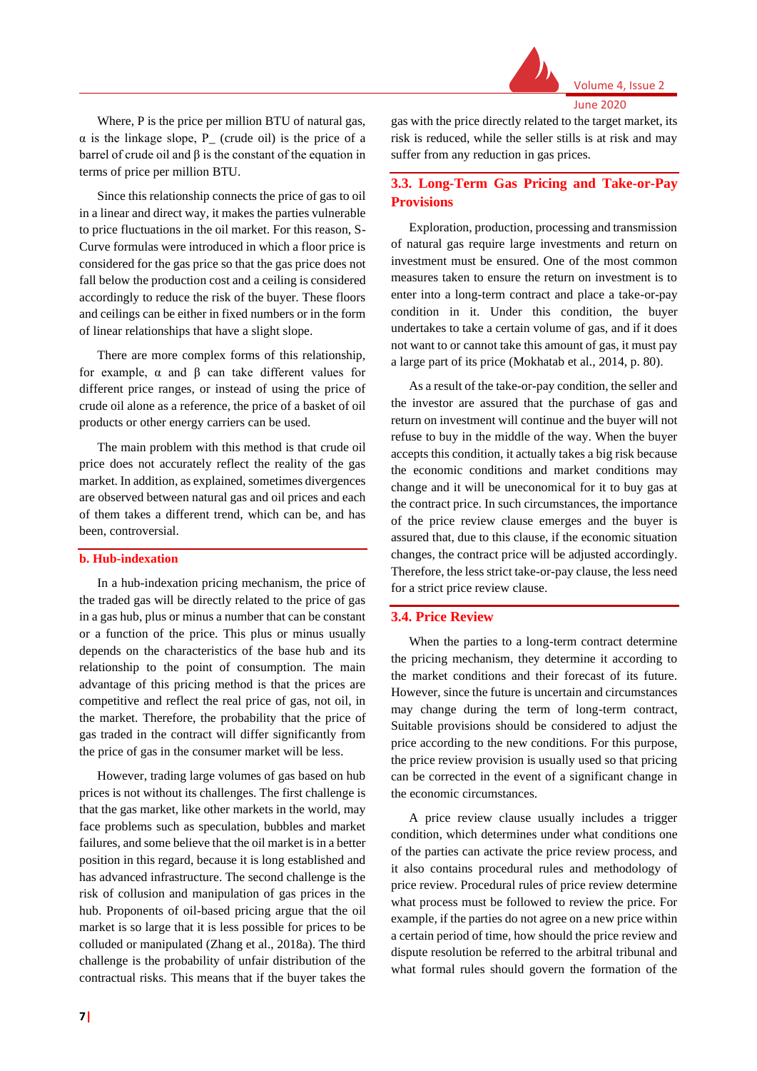Where, P is the price per million BTU of natural gas, $\alpha$ is the linkage slope, P_ (crude oil) is the price of a barrel of crude oil and $\beta$ is the constant of the equation in terms of price per million BTU.

Since this relationship connects the price of gas to oil in a linear and direct way, it makes the parties vulnerable to price fluctuations in the oil market. For this reason, S-Curve formulas were introduced in which a floor price is considered for the gas price so that the gas price does not fall below the production cost and a ceiling is considered accordingly to reduce the risk of the buyer. These floors and ceilings can be either in fixed numbers or in the form of linear relationships that have a slight slope.

There are more complex forms of this relationship, for example, $\alpha$ and $\beta$ can take different values for different price ranges, or instead of using the price of crude oil alone as a reference, the price of a basket of oil products or other energy carriers can be used.

The main problem with this method is that crude oil price does not accurately reflect the reality of the gas market. In addition, as explained, sometimes divergences are observed between natural gas and oil prices and each of them takes a different trend, which can be, and has been, controversial.

#### b. Hub-indexation

In a hub-indexation pricing mechanism, the price of the traded gas will be directly related to the price of gas in a gas hub, plus or minus a number that can be constant or a function of the price. This plus or minus usually depends on the characteristics of the base hub and its relationship to the point of consumption. The main advantage of this pricing method is that the prices are competitive and reflect the real price of gas, not oil, in the market. Therefore, the probability that the price of gas traded in the contract will differ significantly from the price of gas in the consumer market will be less.

However, trading large volumes of gas based on hub prices is not without its challenges. The first challenge is that the gas market, like other markets in the world, may face problems such as speculation, bubbles and market failures, and some believe that the oil market is in a better position in this regard, because it is long established and has advanced infrastructure. The second challenge is the risk of collusion and manipulation of gas prices in the hub. Proponents of oil-based pricing argue that the oil market is so large that it is less possible for prices to be colluded or manipulated (Zhang et al., 2018a). The third challenge is the probability of unfair distribution of the contractual risks. This means that if the buyer takes the gas with the price directly related to the target market, its risk is reduced, while the seller stills is at risk and may suffer from any reduction in gas prices.

### 3.3. Long-Term Gas Pricing and Take-or-Pay Provisions

Exploration, production, processing and transmission of natural gas require large investments and return on investment must be ensured. One of the most common measures taken to ensure the return on investment is to enter into a long-term contract and place a take-or-pay condition in it. Under this condition, the buyer undertakes to take a certain volume of gas, and if it does not want to or cannot take this amount of gas, it must pay a large part of its price (Mokhatab et al., 2014, p. 80).

As a result of the take-or-pay condition, the seller and the investor are assured that the purchase of gas and return on investment will continue and the buyer will not refuse to buy in the middle of the way. When the buyer accepts this condition, it actually takes a big risk because the economic conditions and market conditions may change and it will be uneconomical for it to buy gas at the contract price. In such circumstances, the importance of the price review clause emerges and the buyer is assured that, due to this clause, if the economic situation changes, the contract price will be adjusted accordingly. Therefore, the less strict take-or-pay clause, the less need for a strict price review clause.

### 3.4. Price Review

When the parties to a long-term contract determine the pricing mechanism, they determine it according to the market conditions and their forecast of its future. However, since the future is uncertain and circumstances may change during the term of long-term contract, Suitable provisions should be considered to adjust the price according to the new conditions. For this purpose, the price review provision is usually used so that pricing can be corrected in the event of a significant change in the economic circumstances.

A price review clause usually includes a trigger condition, which determines under what conditions one of the parties can activate the price review process, and it also contains procedural rules and methodology of price review. Procedural rules of price review determine what process must be followed to review the price. For example, if the parties do not agree on a new price within a certain period of time, how should the price review and dispute resolution be referred to the arbitral tribunal and what formal rules should govern the formation of the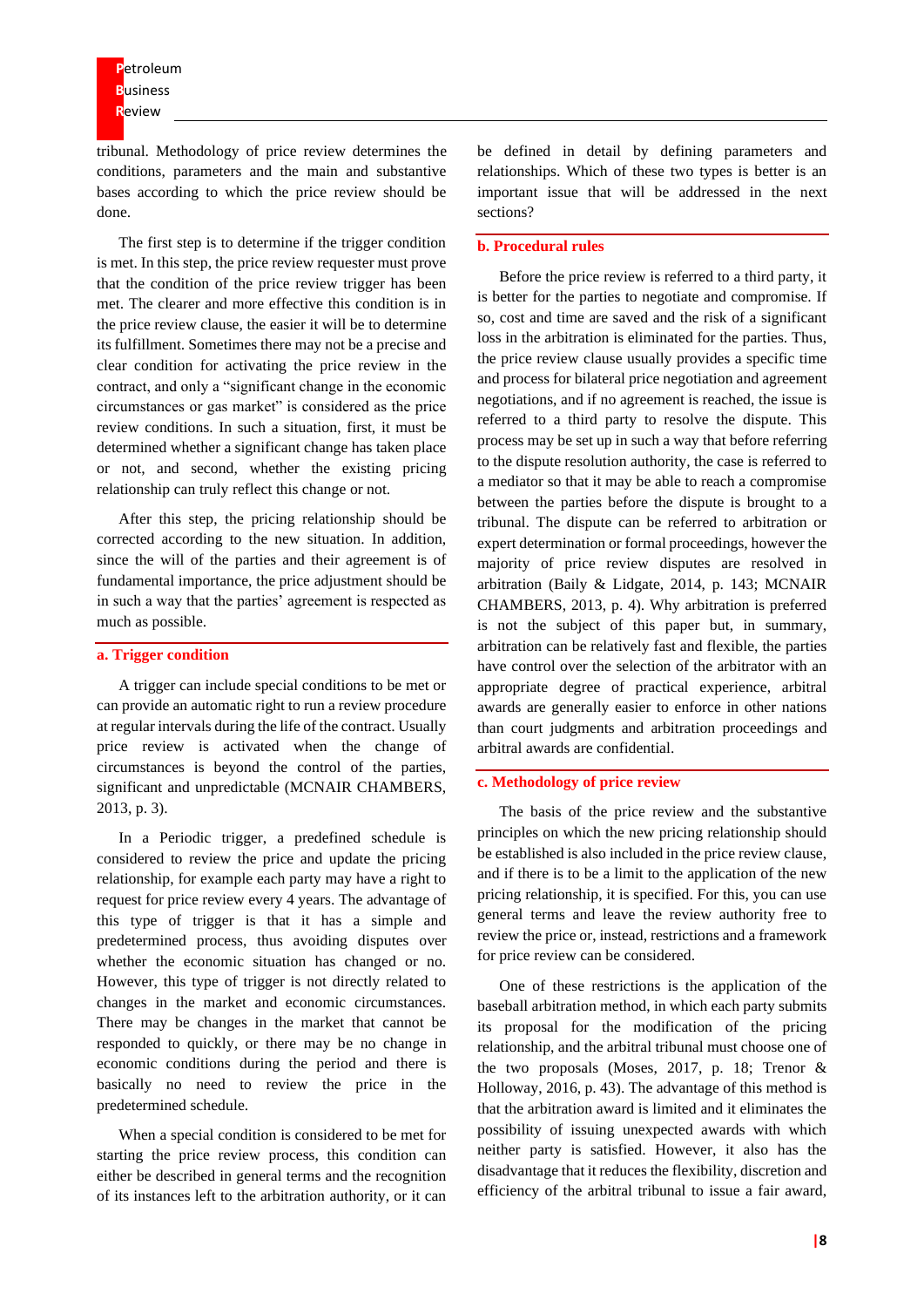tribunal. Methodology of price review determines the conditions, parameters and the main and substantive bases according to which the price review should be done.

The first step is to determine if the trigger condition is met. In this step, the price review requester must prove that the condition of the price review trigger has been met. The clearer and more effective this condition is in the price review clause, the easier it will be to determine its fulfillment. Sometimes there may not be a precise and clear condition for activating the price review in the contract, and only a "significant change in the economic circumstances or gas market" is considered as the price review conditions. In such a situation, first, it must be determined whether a significant change has taken place or not, and second, whether the existing pricing relationship can truly reflect this change or not.

After this step, the pricing relationship should be corrected according to the new situation. In addition, since the will of the parties and their agreement is of fundamental importance, the price adjustment should be in such a way that the parties' agreement is respected as much as possible.

### a. Trigger condition

A trigger can include special conditions to be met or can provide an automatic right to run a review procedure at regular intervals during the life of the contract. Usually price review is activated when the change of circumstances is beyond the control of the parties, significant and unpredictable (MCNAIR CHAMBERS, 2013, p. 3).

In a Periodic trigger, a predefined schedule is considered to review the price and update the pricing relationship, for example each party may have a right to request for price review every 4 years. The advantage of this type of trigger is that it has a simple and predetermined process, thus avoiding disputes over whether the economic situation has changed or no. However, this type of trigger is not directly related to changes in the market and economic circumstances. There may be changes in the market that cannot be responded to quickly, or there may be no change in economic conditions during the period and there is basically no need to review the price in the predetermined schedule.

When a special condition is considered to be met for starting the price review process, this condition can either be described in general terms and the recognition of its instances left to the arbitration authority, or it can be defined in detail by defining parameters and relationships. Which of these two types is better is an important issue that will be addressed in the next sections?

### b. Procedural rules

Before the price review is referred to a third party, it is better for the parties to negotiate and compromise. If so, cost and time are saved and the risk of a significant loss in the arbitration is eliminated for the parties. Thus, the price review clause usually provides a specific time and process for bilateral price negotiation and agreement negotiations, and if no agreement is reached, the issue is referred to a third party to resolve the dispute. This process may be set up in such a way that before referring to the dispute resolution authority, the case is referred to a mediator so that it may be able to reach a compromise between the parties before the dispute is brought to a tribunal. The dispute can be referred to arbitration or expert determination or formal proceedings, however the majority of price review disputes are resolved in arbitration (Baily & Lidgate, 2014, p. 143; MCNAIR CHAMBERS, 2013, p. 4). Why arbitration is preferred is not the subject of this paper but, in summary, arbitration can be relatively fast and flexible, the parties have control over the selection of the arbitrator with an appropriate degree of practical experience, arbitral awards are generally easier to enforce in other nations than court judgments and arbitration proceedings and arbitral awards are confidential.

### c. Methodology of price review

The basis of the price review and the substantive principles on which the new pricing relationship should be established is also included in the price review clause, and if there is to be a limit to the application of the new pricing relationship, it is specified. For this, you can use general terms and leave the review authority free to review the price or, instead, restrictions and a framework for price review can be considered.

One of these restrictions is the application of the baseball arbitration method, in which each party submits its proposal for the modification of the pricing relationship, and the arbitral tribunal must choose one of the two proposals (Moses, 2017, p. 18; Trenor & Holloway, 2016, p. 43). The advantage of this method is that the arbitration award is limited and it eliminates the possibility of issuing unexpected awards with which neither party is satisfied. However, it also has the disadvantage that it reduces the flexibility, discretion and efficiency of the arbitral tribunal to issue a fair award,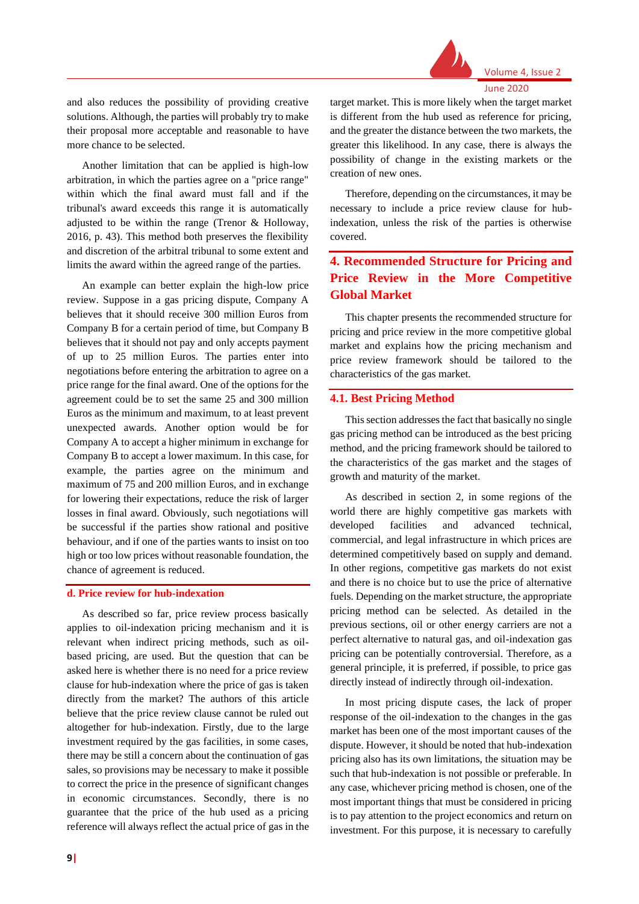and also reduces the possibility of providing creative solutions. Although, the parties will probably try to make their proposal more acceptable and reasonable to have more chance to be selected.

Another limitation that can be applied is high-low arbitration, in which the parties agree on a "price range" within which the final award must fall and if the tribunal's award exceeds this range it is automatically adjusted to be within the range (Trenor & Holloway, 2016, p. 43). This method both preserves the flexibility and discretion of the arbitral tribunal to some extent and limits the award within the agreed range of the parties.

An example can better explain the high-low price review. Suppose in a gas pricing dispute, Company A believes that it should receive 300 million Euros from Company B for a certain period of time, but Company B believes that it should not pay and only accepts payment of up to 25 million Euros. The parties enter into negotiations before entering the arbitration to agree on a price range for the final award. One of the options for the agreement could be to set the same 25 and 300 million Euros as the minimum and maximum, to at least prevent unexpected awards. Another option would be for Company A to accept a higher minimum in exchange for Company B to accept a lower maximum. In this case, for example, the parties agree on the minimum and maximum of 75 and 200 million Euros, and in exchange for lowering their expectations, reduce the risk of larger losses in final award. Obviously, such negotiations will be successful if the parties show rational and positive behaviour, and if one of the parties wants to insist on too high or too low prices without reasonable foundation, the chance of agreement is reduced.

#### d. Price review for hub-indexation

As described so far, price review process basically applies to oil-indexation pricing mechanism and it is relevant when indirect pricing methods, such as oil-based pricing, are used. But the question that can be asked here is whether there is no need for a price review clause for hub-indexation where the price of gas is taken directly from the market? The authors of this article believe that the price review clause cannot be ruled out altogether for hub-indexation. Firstly, due to the large investment required by the gas facilities, in some cases, there may be still a concern about the continuation of gas sales, so provisions may be necessary to make it possible to correct the price in the presence of significant changes in economic circumstances. Secondly, there is no guarantee that the price of the hub used as a pricing reference will always reflect the actual price of gas in the target market. This is more likely when the target market is different from the hub used as reference for pricing, and the greater the distance between the two markets, the greater this likelihood. In any case, there is always the possibility of change in the existing markets or the creation of new ones.

Therefore, depending on the circumstances, it may be necessary to include a price review clause for hub-indexation, unless the risk of the parties is otherwise covered.

## 4. Recommended Structure for Pricing and Price Review in the More Competitive Global Market

This chapter presents the recommended structure for pricing and price review in the more competitive global market and explains how the pricing mechanism and price review framework should be tailored to the characteristics of the gas market.

### 4.1. Best Pricing Method

This section addresses the fact that basically no single gas pricing method can be introduced as the best pricing method, and the pricing framework should be tailored to the characteristics of the gas market and the stages of growth and maturity of the market.

As described in section 2, in some regions of the world there are highly competitive gas markets with developed facilities and advanced technical, commercial, and legal infrastructure in which prices are determined competitively based on supply and demand. In other regions, competitive gas markets do not exist and there is no choice but to use the price of alternative fuels. Depending on the market structure, the appropriate pricing method can be selected. As detailed in the previous sections, oil or other energy carriers are not a perfect alternative to natural gas, and oil-indexation gas pricing can be potentially controversial. Therefore, as a general principle, it is preferred, if possible, to price gas directly instead of indirectly through oil-indexation.

In most pricing dispute cases, the lack of proper response of the oil-indexation to the changes in the gas market has been one of the most important causes of the dispute. However, it should be noted that hub-indexation pricing also has its own limitations, the situation may be such that hub-indexation is not possible or preferable. In any case, whichever pricing method is chosen, one of the most important things that must be considered in pricing is to pay attention to the project economics and return on investment. For this purpose, it is necessary to carefully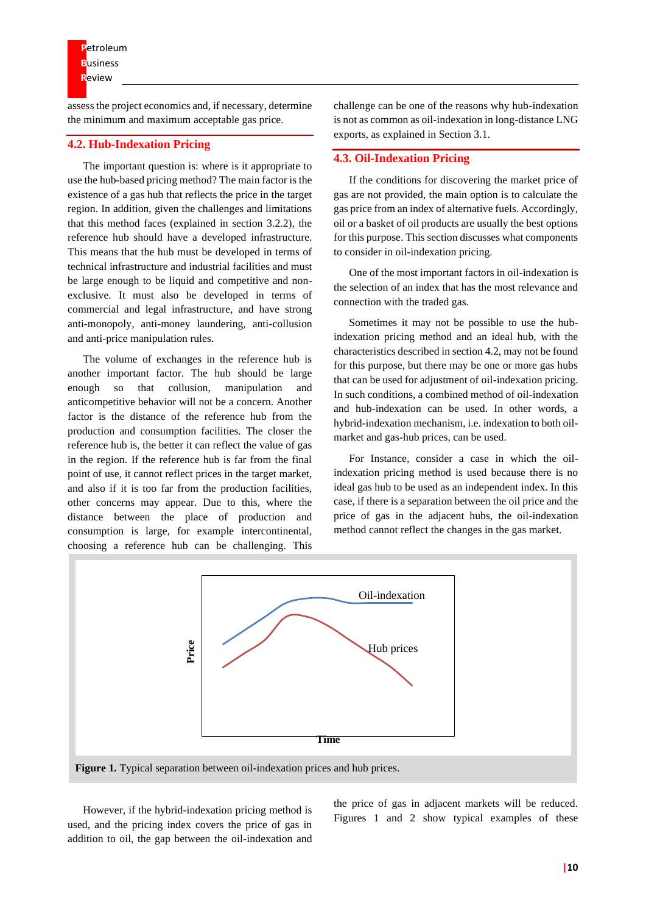assess the project economics and, if necessary, determine the minimum and maximum acceptable gas price.

## 4.2. Hub-Indexation Pricing

The important question is: where is it appropriate to use the hub-based pricing method? The main factor is the existence of a gas hub that reflects the price in the target region. In addition, given the challenges and limitations that this method faces (explained in section 3.2.2), the reference hub should have a developed infrastructure. This means that the hub must be developed in terms of technical infrastructure and industrial facilities and must be large enough to be liquid and competitive and non-exclusive. It must also be developed in terms of commercial and legal infrastructure, and have strong anti-monopoly, anti-money laundering, anti-collusion and anti-price manipulation rules.

The volume of exchanges in the reference hub is another important factor. The hub should be large enough so that collusion, manipulation and anticompetitive behavior will not be a concern. Another factor is the distance of the reference hub from the production and consumption facilities. The closer the reference hub is, the better it can reflect the value of gas in the region. If the reference hub is far from the final point of use, it cannot reflect prices in the target market, and also if it is too far from the production facilities, other concerns may appear. Due to this, where the distance between the place of production and consumption is large, for example intercontinental, choosing a reference hub can be challenging. This challenge can be one of the reasons why hub-indexation is not as common as oil-indexation in long-distance LNG exports, as explained in Section 3.1.

## 4.3. Oil-Indexation Pricing

If the conditions for discovering the market price of gas are not provided, the main option is to calculate the gas price from an index of alternative fuels. Accordingly, oil or a basket of oil products are usually the best options for this purpose. This section discusses what components to consider in oil-indexation pricing.

One of the most important factors in oil-indexation is the selection of an index that has the most relevance and connection with the traded gas.

Sometimes it may not be possible to use the hub-indexation pricing method and an ideal hub, with the characteristics described in section 4.2, may not be found for this purpose, but there may be one or more gas hubs that can be used for adjustment of oil-indexation pricing. In such conditions, a combined method of oil-indexation and hub-indexation can be used. In other words, a hybrid-indexation mechanism, i.e. indexation to both oil-market and gas-hub prices, can be used.

For Instance, consider a case in which the oil-indexation pricing method is used because there is no ideal gas hub to be used as an independent index. In this case, if there is a separation between the oil price and the price of gas in the adjacent hubs, the oil-indexation method cannot reflect the changes in the gas market.

**Figure 1.** Typical separation between oil-indexation prices and hub prices.

However, if the hybrid-indexation pricing method is used, and the pricing index covers the price of gas in addition to oil, the gap between the oil-indexation and the price of gas in adjacent markets will be reduced. Figures 1 and 2 show typical examples of these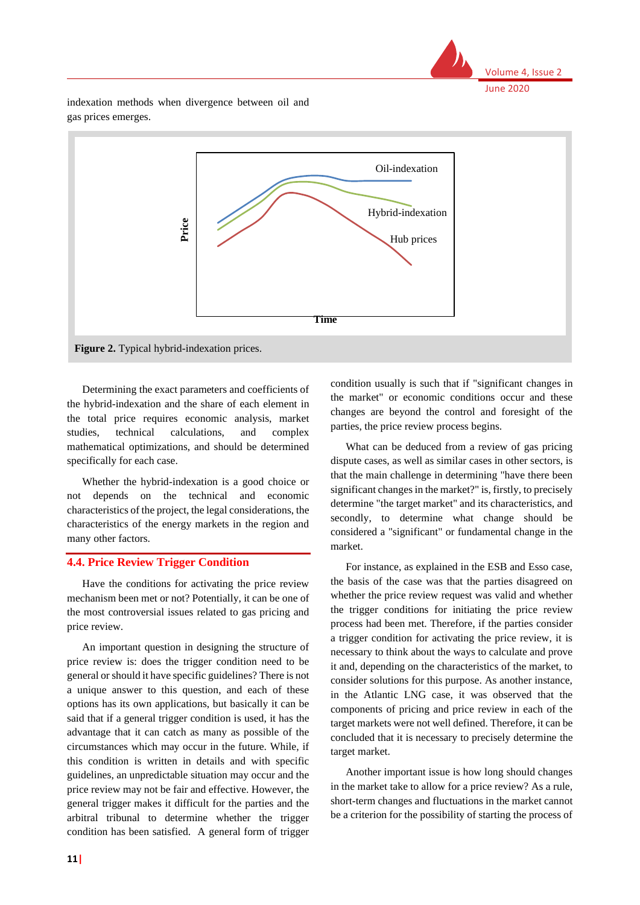indexation methods when divergence between oil and gas prices emerges.

Figure 2. Typical hybrid-indexation prices.

Determining the exact parameters and coefficients of the hybrid-indexation and the share of each element in the total price requires economic analysis, market studies, technical calculations, and complex mathematical optimizations, and should be determined specifically for each case.

Whether the hybrid-indexation is a good choice or not depends on the technical and economic characteristics of the project, the legal considerations, the characteristics of the energy markets in the region and many other factors.

## 4.4. Price Review Trigger Condition

Have the conditions for activating the price review mechanism been met or not? Potentially, it can be one of the most controversial issues related to gas pricing and price review.

An important question in designing the structure of price review is: does the trigger condition need to be general or should it have specific guidelines? There is not a unique answer to this question, and each of these options has its own applications, but basically it can be said that if a general trigger condition is used, it has the advantage that it can catch as many as possible of the circumstances which may occur in the future. While, if this condition is written in details and with specific guidelines, an unpredictable situation may occur and the price review may not be fair and effective. However, the general trigger makes it difficult for the parties and the arbitral tribunal to determine whether the trigger condition has been satisfied. A general form of trigger condition usually is such that if "significant changes in the market" or economic conditions occur and these changes are beyond the control and foresight of the parties, the price review process begins.

What can be deduced from a review of gas pricing dispute cases, as well as similar cases in other sectors, is that the main challenge in determining "have there been significant changes in the market?" is, firstly, to precisely determine "the target market" and its characteristics, and secondly, to determine what change should be considered a "significant" or fundamental change in the market.

For instance, as explained in the ESB and Esso case, the basis of the case was that the parties disagreed on whether the price review request was valid and whether the trigger conditions for initiating the price review process had been met. Therefore, if the parties consider a trigger condition for activating the price review, it is necessary to think about the ways to calculate and prove it and, depending on the characteristics of the market, to consider solutions for this purpose. As another instance, in the Atlantic LNG case, it was observed that the components of pricing and price review in each of the target markets were not well defined. Therefore, it can be concluded that it is necessary to precisely determine the target market.

Another important issue is how long should changes in the market take to allow for a price review? As a rule, short-term changes and fluctuations in the market cannot be a criterion for the possibility of starting the process of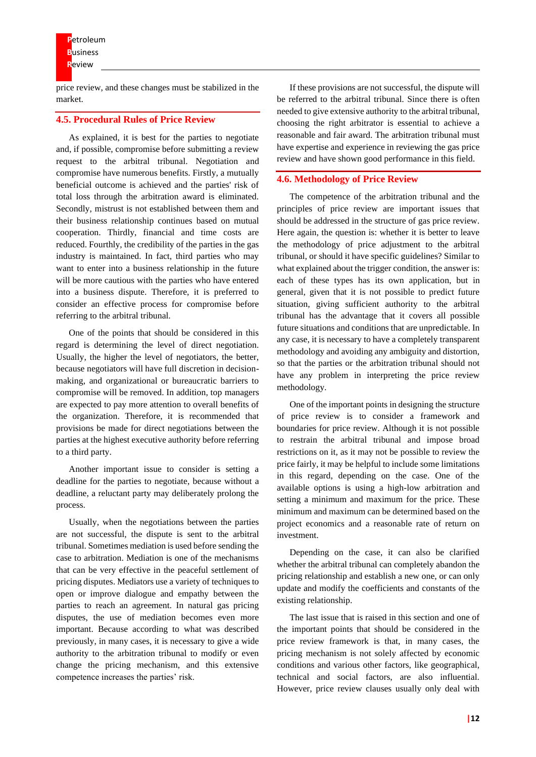price review, and these changes must be stabilized in the market.

## 4.5. Procedural Rules of Price Review

As explained, it is best for the parties to negotiate and, if possible, compromise before submitting a review request to the arbitral tribunal. Negotiation and compromise have numerous benefits. Firstly, a mutually beneficial outcome is achieved and the parties' risk of total loss through the arbitration award is eliminated. Secondly, mistrust is not established between them and their business relationship continues based on mutual cooperation. Thirdly, financial and time costs are reduced. Fourthly, the credibility of the parties in the gas industry is maintained. In fact, third parties who may want to enter into a business relationship in the future will be more cautious with the parties who have entered into a business dispute. Therefore, it is preferred to consider an effective process for compromise before referring to the arbitral tribunal.

One of the points that should be considered in this regard is determining the level of direct negotiation. Usually, the higher the level of negotiators, the better, because negotiators will have full discretion in decision-making, and organizational or bureaucratic barriers to compromise will be removed. In addition, top managers are expected to pay more attention to overall benefits of the organization. Therefore, it is recommended that provisions be made for direct negotiations between the parties at the highest executive authority before referring to a third party.

Another important issue to consider is setting a deadline for the parties to negotiate, because without a deadline, a reluctant party may deliberately prolong the process.

Usually, when the negotiations between the parties are not successful, the dispute is sent to the arbitral tribunal. Sometimes mediation is used before sending the case to arbitration. Mediation is one of the mechanisms that can be very effective in the peaceful settlement of pricing disputes. Mediators use a variety of techniques to open or improve dialogue and empathy between the parties to reach an agreement. In natural gas pricing disputes, the use of mediation becomes even more important. Because according to what was described previously, in many cases, it is necessary to give a wide authority to the arbitration tribunal to modify or even change the pricing mechanism, and this extensive competence increases the parties' risk.

If these provisions are not successful, the dispute will be referred to the arbitral tribunal. Since there is often needed to give extensive authority to the arbitral tribunal, choosing the right arbitrator is essential to achieve a reasonable and fair award. The arbitration tribunal must have expertise and experience in reviewing the gas price review and have shown good performance in this field.

## 4.6. Methodology of Price Review

The competence of the arbitration tribunal and the principles of price review are important issues that should be addressed in the structure of gas price review. Here again, the question is: whether it is better to leave the methodology of price adjustment to the arbitral tribunal, or should it have specific guidelines? Similar to what explained about the trigger condition, the answer is: each of these types has its own application, but in general, given that it is not possible to predict future situation, giving sufficient authority to the arbitral tribunal has the advantage that it covers all possible future situations and conditions that are unpredictable. In any case, it is necessary to have a completely transparent methodology and avoiding any ambiguity and distortion, so that the parties or the arbitration tribunal should not have any problem in interpreting the price review methodology.

One of the important points in designing the structure of price review is to consider a framework and boundaries for price review. Although it is not possible to restrain the arbitral tribunal and impose broad restrictions on it, as it may not be possible to review the price fairly, it may be helpful to include some limitations in this regard, depending on the case. One of the available options is using a high-low arbitration and setting a minimum and maximum for the price. These minimum and maximum can be determined based on the project economics and a reasonable rate of return on investment.

Depending on the case, it can also be clarified whether the arbitral tribunal can completely abandon the pricing relationship and establish a new one, or can only update and modify the coefficients and constants of the existing relationship.

The last issue that is raised in this section and one of the important points that should be considered in the price review framework is that, in many cases, the pricing mechanism is not solely affected by economic conditions and various other factors, like geographical, technical and social factors, are also influential. However, price review clauses usually only deal with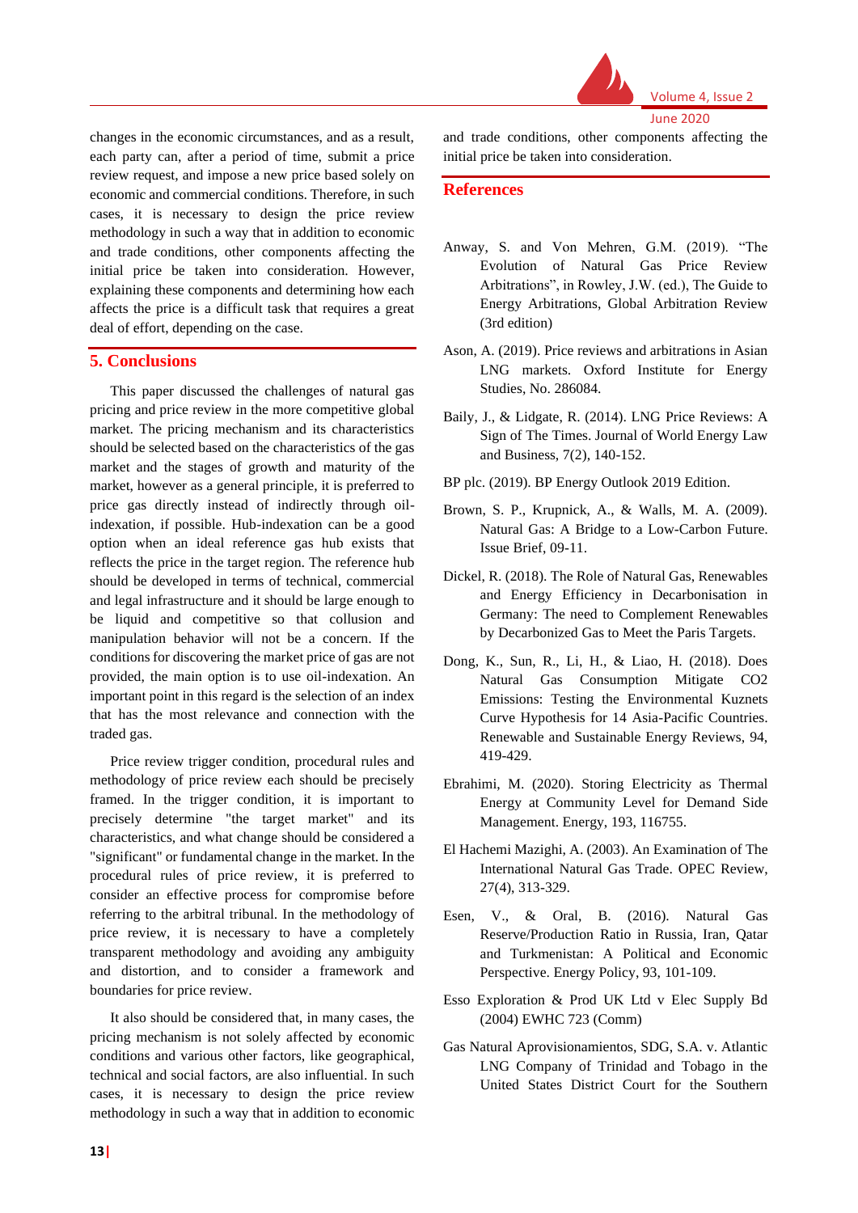changes in the economic circumstances, and as a result, each party can, after a period of time, submit a price review request, and impose a new price based solely on economic and commercial conditions. Therefore, in such cases, it is necessary to design the price review methodology in such a way that in addition to economic and trade conditions, other components affecting the initial price be taken into consideration. However, explaining these components and determining how each affects the price is a difficult task that requires a great deal of effort, depending on the case.

## 5. Conclusions

This paper discussed the challenges of natural gas pricing and price review in the more competitive global market. The pricing mechanism and its characteristics should be selected based on the characteristics of the gas market and the stages of growth and maturity of the market, however as a general principle, it is preferred to price gas directly instead of indirectly through oil-indexation, if possible. Hub-indexation can be a good option when an ideal reference gas hub exists that reflects the price in the target region. The reference hub should be developed in terms of technical, commercial and legal infrastructure and it should be large enough to be liquid and competitive so that collusion and manipulation behavior will not be a concern. If the conditions for discovering the market price of gas are not provided, the main option is to use oil-indexation. An important point in this regard is the selection of an index that has the most relevance and connection with the traded gas.

Price review trigger condition, procedural rules and methodology of price review each should be precisely framed. In the trigger condition, it is important to precisely determine "the target market" and its characteristics, and what change should be considered a "significant" or fundamental change in the market. In the procedural rules of price review, it is preferred to consider an effective process for compromise before referring to the arbitral tribunal. In the methodology of price review, it is necessary to have a completely transparent methodology and avoiding any ambiguity and distortion, and to consider a framework and boundaries for price review.

It also should be considered that, in many cases, the pricing mechanism is not solely affected by economic conditions and various other factors, like geographical, technical and social factors, are also influential. In such cases, it is necessary to design the price review methodology in such a way that in addition to economic and trade conditions, other components affecting the initial price be taken into consideration.

## References

Anway, S. and Von Mehren, G.M. (2019). "The Evolution of Natural Gas Price Review Arbitrations", in Rowley, J.W. (ed.), The Guide to Energy Arbitrations, Global Arbitration Review (3rd edition)

Ason, A. (2019). Price reviews and arbitrations in Asian LNG markets. Oxford Institute for Energy Studies, No. 286084.

Baily, J., & Lidgate, R. (2014). LNG Price Reviews: A Sign of The Times. Journal of World Energy Law and Business, 7(2), 140-152.

BP plc. (2019). BP Energy Outlook 2019 Edition.

Brown, S. P., Krupnick, A., & Walls, M. A. (2009). Natural Gas: A Bridge to a Low-Carbon Future. Issue Brief, 09-11.

Dickel, R. (2018). The Role of Natural Gas, Renewables and Energy Efficiency in Decarbonisation in Germany: The need to Complement Renewables by Decarbonized Gas to Meet the Paris Targets.

Dong, K., Sun, R., Li, H., & Liao, H. (2018). Does Natural Gas Consumption Mitigate CO2 Emissions: Testing the Environmental Kuznets Curve Hypothesis for 14 Asia-Pacific Countries. Renewable and Sustainable Energy Reviews, 94, 419-429.

Ebrahimi, M. (2020). Storing Electricity as Thermal Energy at Community Level for Demand Side Management. Energy, 193, 116755.

El Hachemi Mazighi, A. (2003). An Examination of The International Natural Gas Trade. OPEC Review, 27(4), 313-329.

Esen, V., & Oral, B. (2016). Natural Gas Reserve/Production Ratio in Russia, Iran, Qatar and Turkmenistan: A Political and Economic Perspective. Energy Policy, 93, 101-109.

Esso Exploration & Prod UK Ltd v Elec Supply Bd (2004) EWHC 723 (Comm)

Gas Natural Aprovisionamientos, SDG, S.A. v. Atlantic LNG Company of Trinidad and Tobago in the United States District Court for the Southern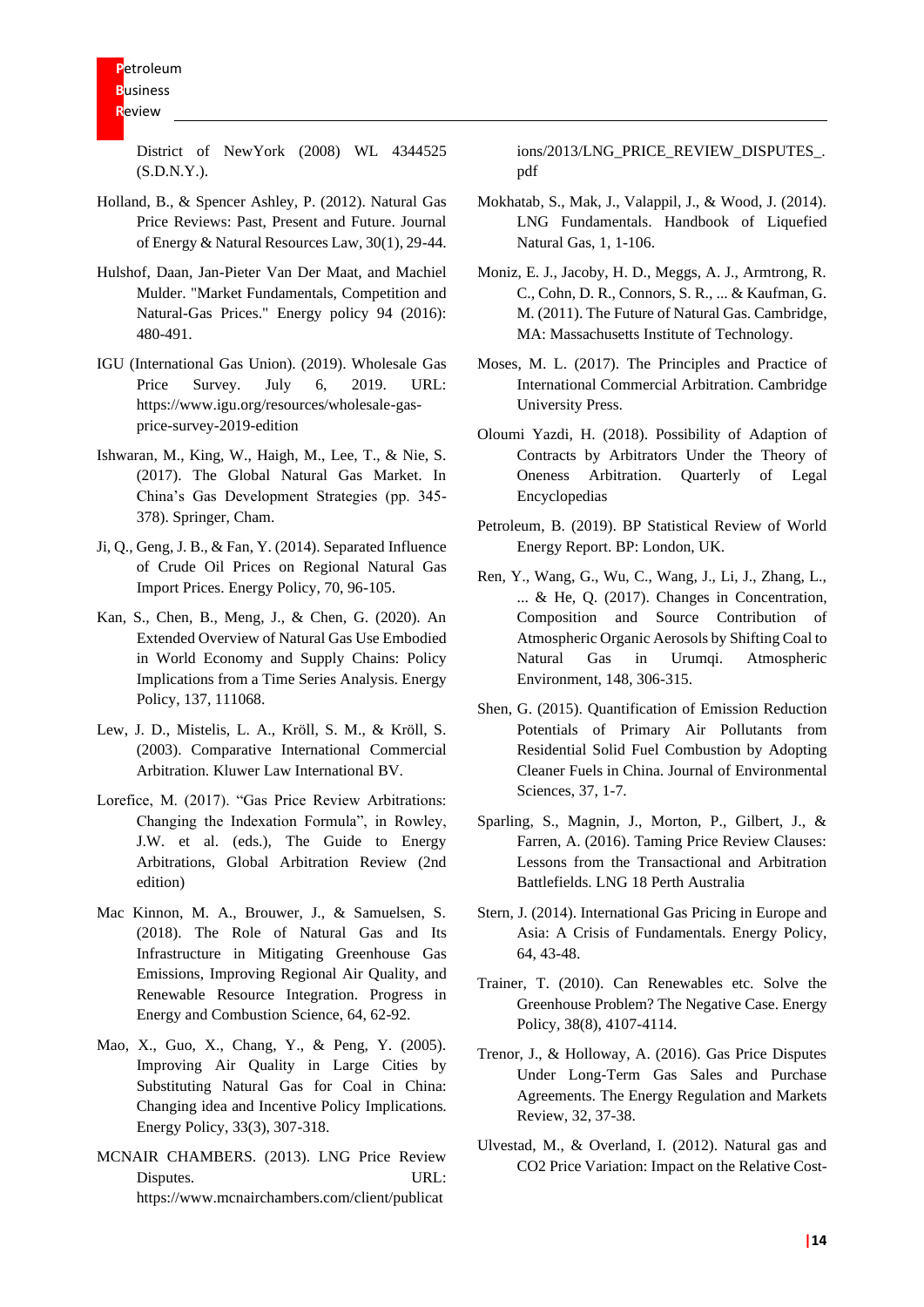District of NewYork (2008) WL 4344525 (S.D.N.Y.).

Holland, B., & Spencer Ashley, P. (2012). Natural Gas Price Reviews: Past, Present and Future. Journal of Energy & Natural Resources Law, 30(1), 29-44.

Hulshof, Daan, Jan-Pieter Van Der Maat, and Machiel Mulder. "Market Fundamentals, Competition and Natural-Gas Prices." Energy policy 94 (2016): 480-491.

IGU (International Gas Union). (2019). Wholesale Gas Price Survey. July 6, 2019. URL: https://www.igu.org/resources/wholesale-gas-price-survey-2019-edition

Ishwaran, M., King, W., Haigh, M., Lee, T., & Nie, S. (2017). The Global Natural Gas Market. In China's Gas Development Strategies (pp. 345-378). Springer, Cham.

Ji, Q., Geng, J. B., & Fan, Y. (2014). Separated Influence of Crude Oil Prices on Regional Natural Gas Import Prices. Energy Policy, 70, 96-105.

Kan, S., Chen, B., Meng, J., & Chen, G. (2020). An Extended Overview of Natural Gas Use Embodied in World Economy and Supply Chains: Policy Implications from a Time Series Analysis. Energy Policy, 137, 111068.

Lew, J. D., Mistelis, L. A., Kröll, S. M., & Kröll, S. (2003). Comparative International Commercial Arbitration. Kluwer Law International BV.

Lorefice, M. (2017). "Gas Price Review Arbitrations: Changing the Indexation Formula", in Rowley, J.W. et al. (eds.), The Guide to Energy Arbitrations, Global Arbitration Review (2nd edition)

Mac Kinnon, M. A., Brouwer, J., & Samuelsen, S. (2018). The Role of Natural Gas and Its Infrastructure in Mitigating Greenhouse Gas Emissions, Improving Regional Air Quality, and Renewable Resource Integration. Progress in Energy and Combustion Science, 64, 62-92.

Mao, X., Guo, X., Chang, Y., & Peng, Y. (2005). Improving Air Quality in Large Cities by Substituting Natural Gas for Coal in China: Changing idea and Incentive Policy Implications. Energy Policy, 33(3), 307-318.

MCNAIR CHAMBERS. (2013). LNG Price Review Disputes. URL: https://www.mcnairchambers.com/client/publications/2013/LNG_PRICE_REVIEW_DISPUTES_.pdf

Mokhatab, S., Mak, J., Valappil, J., & Wood, J. (2014). LNG Fundamentals. Handbook of Liquefied Natural Gas, 1, 1-106.

Moniz, E. J., Jacoby, H. D., Meggs, A. J., Armtrong, R. C., Cohn, D. R., Connors, S. R., ... & Kaufman, G. M. (2011). The Future of Natural Gas. Cambridge, MA: Massachusetts Institute of Technology.

Moses, M. L. (2017). The Principles and Practice of International Commercial Arbitration. Cambridge University Press.

Oloumi Yazdi, H. (2018). Possibility of Adaption of Contracts by Arbitrators Under the Theory of Oneness Arbitration. Quarterly of Legal Encyclopedias

Petroleum, B. (2019). BP Statistical Review of World Energy Report. BP: London, UK.

Ren, Y., Wang, G., Wu, C., Wang, J., Li, J., Zhang, L., ... & He, Q. (2017). Changes in Concentration, Composition and Source Contribution of Atmospheric Organic Aerosols by Shifting Coal to Natural Gas in Urumqi. Atmospheric Environment, 148, 306-315.

Shen, G. (2015). Quantification of Emission Reduction Potentials of Primary Air Pollutants from Residential Solid Fuel Combustion by Adopting Cleaner Fuels in China. Journal of Environmental Sciences, 37, 1-7.

Sparling, S., Magnin, J., Morton, P., Gilbert, J., & Farren, A. (2016). Taming Price Review Clauses: Lessons from the Transactional and Arbitration Battlefields. LNG 18 Perth Australia

Stern, J. (2014). International Gas Pricing in Europe and Asia: A Crisis of Fundamentals. Energy Policy, 64, 43-48.

Trainer, T. (2010). Can Renewables etc. Solve the Greenhouse Problem? The Negative Case. Energy Policy, 38(8), 4107-4114.

Trenor, J., & Holloway, A. (2016). Gas Price Disputes Under Long-Term Gas Sales and Purchase Agreements. The Energy Regulation and Markets Review, 32, 37-38.

Ulvestad, M., & Overland, I. (2012). Natural gas and CO2 Price Variation: Impact on the Relative Cost-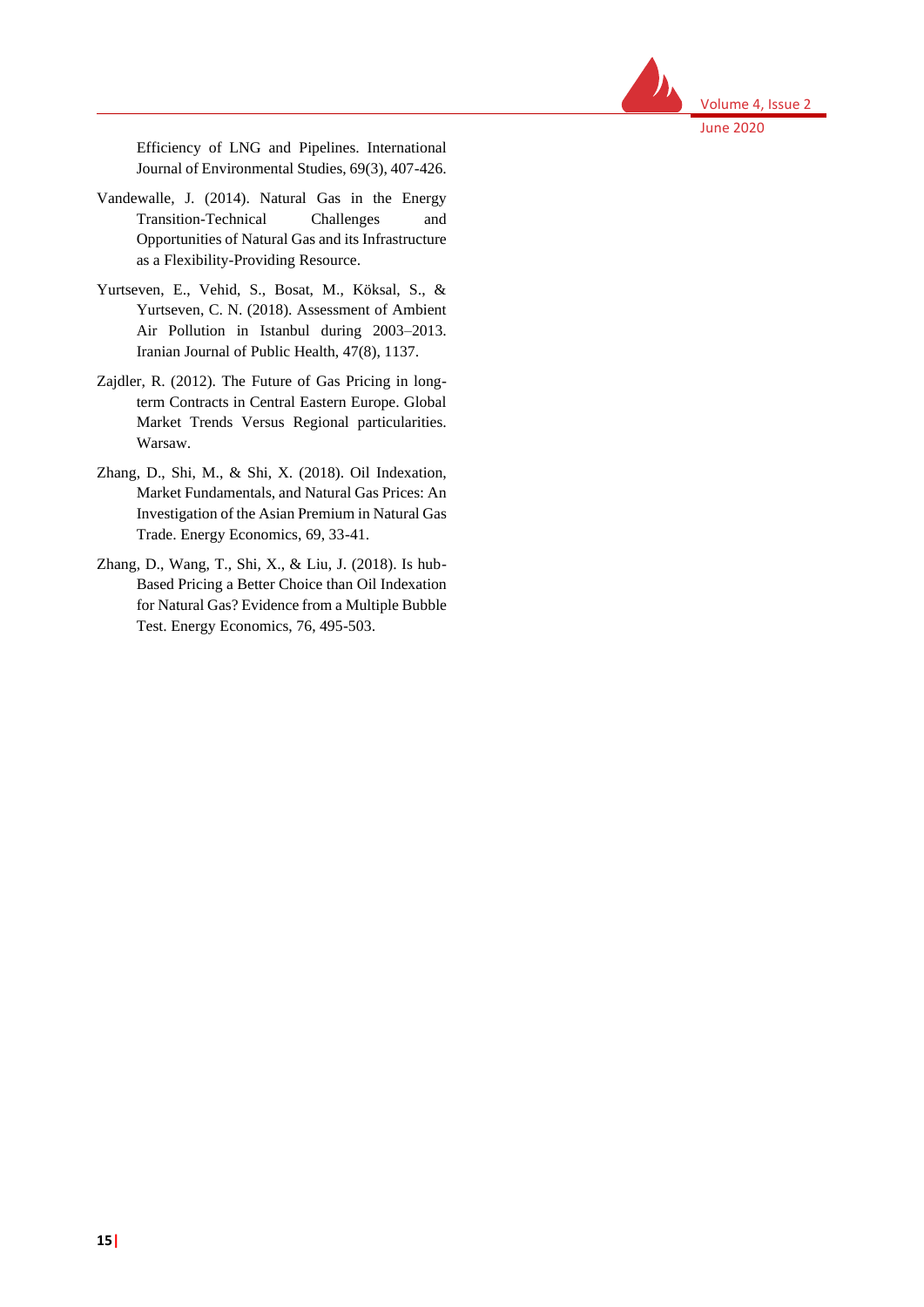Efficiency of LNG and Pipelines. International Journal of Environmental Studies, 69(3), 407-426.

Vandewalle, J. (2014). Natural Gas in the Energy Transition-Technical Challenges and Opportunities of Natural Gas and its Infrastructure as a Flexibility-Providing Resource.

Yurtseven, E., Vehid, S., Bosat, M., Köksal, S., & Yurtseven, C. N. (2018). Assessment of Ambient Air Pollution in Istanbul during 2003–2013. Iranian Journal of Public Health, 47(8), 1137.

Zajdler, R. (2012). The Future of Gas Pricing in long-term Contracts in Central Eastern Europe. Global Market Trends Versus Regional particularities. Warsaw.

Zhang, D., Shi, M., & Shi, X. (2018). Oil Indexation, Market Fundamentals, and Natural Gas Prices: An Investigation of the Asian Premium in Natural Gas Trade. Energy Economics, 69, 33-41.

Zhang, D., Wang, T., Shi, X., & Liu, J. (2018). Is hub-Based Pricing a Better Choice than Oil Indexation for Natural Gas? Evidence from a Multiple Bubble Test. Energy Economics, 76, 495-503.